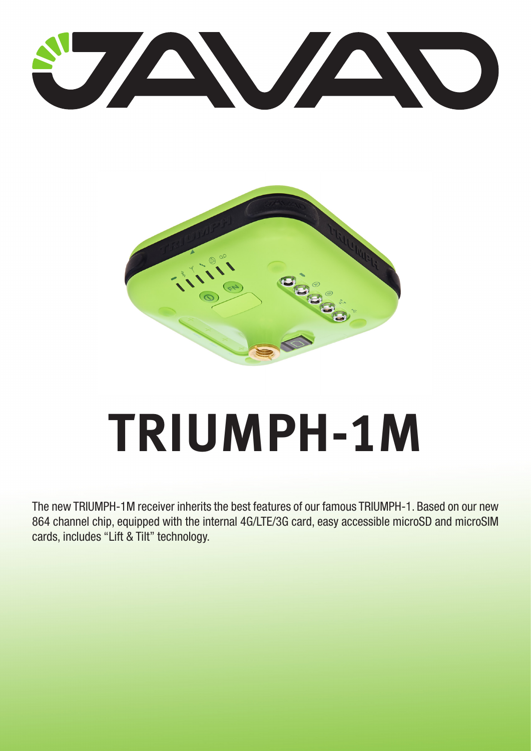# TRIUMPH-1M

The new TRIUMPH-1M receiver inherits the best features of our famous TRIUMPH-1. Based on our new 864 channel chip, equipped with the internal 4G/LTE/3G card, easy accessible microSD and microSIM cards, includes "Lift & Tilt" technology.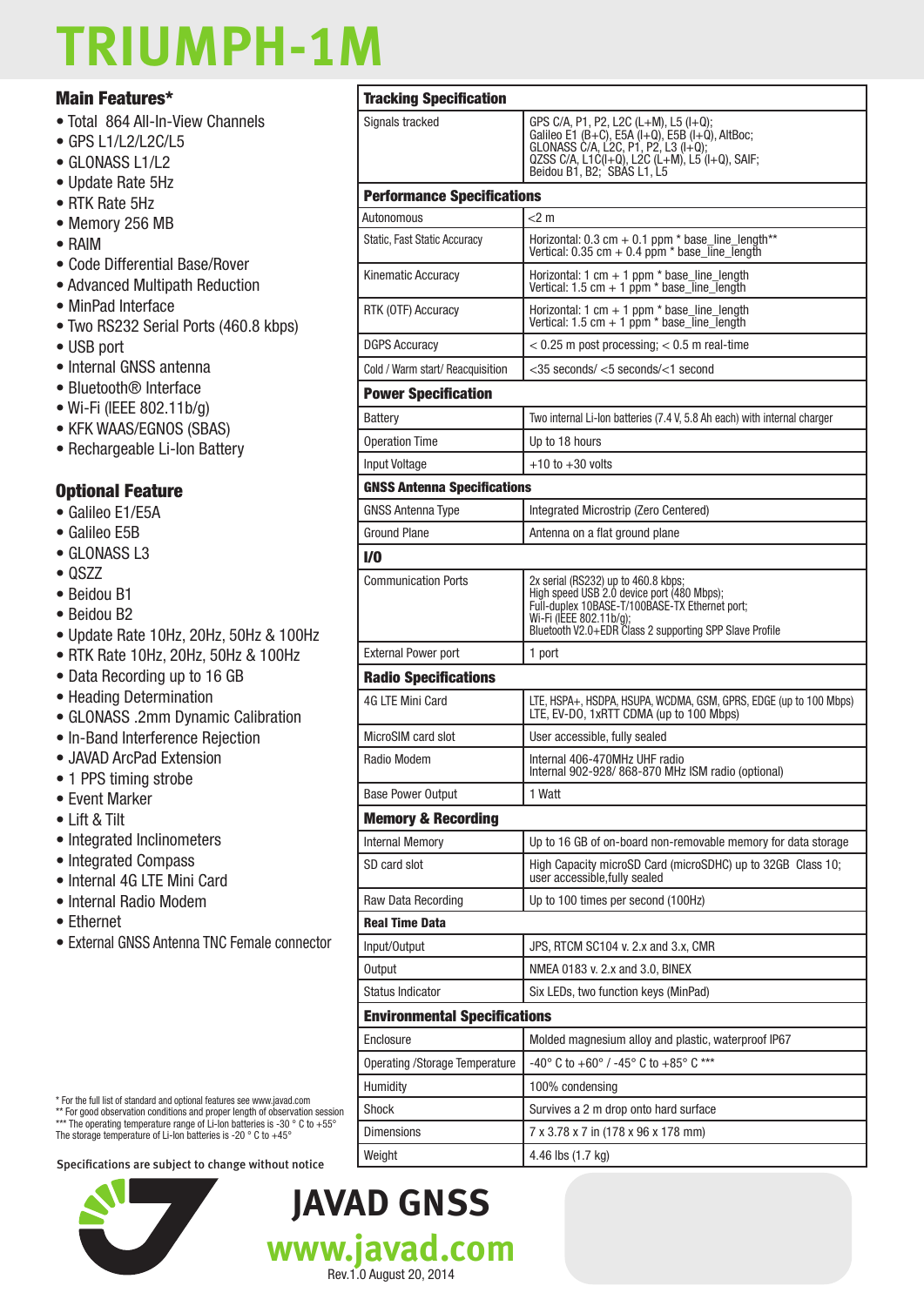# TRIUMPH-1M

## Main Features*

- Total 864 All-In-View Channels
- GPS L1/L2/L2C/L5
- GLONASS L1/L2
- Update Rate 5Hz
- RTK Rate 5Hz
- Memory 256 MB
- RAIM
- Code Differential Base/Rover
- Advanced Multipath Reduction
- MinPad Interface
- Two RS232 Serial Ports (460.8 kbps)
- USB port
- Internal GNSS antenna
- Bluetooth® Interface
- Wi-Fi (IEEE 802.11b/g)
- KFK WAAS/EGNOS (SBAS)
- Rechargeable Li-Ion Battery

## Optional Feature

- Galileo E1/E5A
- Galileo E5B
- GLONASS L3
- QSZZ
- Beidou B1
- Beidou B2
- Update Rate 10Hz, 20Hz, 50Hz & 100Hz
- RTK Rate 10Hz, 20Hz, 50Hz & 100Hz
- Data Recording up to 16 GB
- Heading Determination
- GLONASS .2mm Dynamic Calibration
- In-Band Interference Rejection
- JAVAD ArcPad Extension
- 1 PPS timing strobe
- Event Marker
- Lift & Tilt
- Integrated Inclinometers
- Integrated Compass
- Internal 4G LTE Mini Card
- Internal Radio Modem
- Ethernet
- External GNSS Antenna TNC Female connector

| | |
|---|---|
| **Tracking Specification** | |
| Signals tracked | GPS C/A, P1, P2, L2C (L+M), L5 (I+Q); Galileo E1 (B+C), E5A (I+Q), E5B (I+Q), AltBoc; GLONASS C/A, L2C, P1, P2, L3 (I+Q); QZSS C/A, L1C(I+Q), L2C (L+M), L5 (I+Q), SAIF; Beidou B1, B2; SBAS L1, L5 |
| **Performance Specifications** | |
| Autonomous | <2 m |
| Static, Fast Static Accuracy | Horizontal: 0.3 cm + 0.1 ppm * base_line_length** Vertical: 0.35 cm + 0.4 ppm * base_line_length |
| Kinematic Accuracy | Horizontal: 1 cm + 1 ppm * base_line_length Vertical: 1.5 cm + 1 ppm * base_line_length |
| RTK (OTF) Accuracy | Horizontal: 1 cm + 1 ppm * base_line_length Vertical: 1.5 cm + 1 ppm * base_line_length |
| DGPS Accuracy | < 0.25 m post processing; < 0.5 m real-time |
| Cold / Warm start/ Reacquisition | <35 seconds/ <5 seconds/<1 second |
| **Power Specification** | |
| Battery | Two internal Li-Ion batteries (7.4 V, 5.8 Ah each) with internal charger |
| Operation Time | Up to 18 hours |
| Input Voltage | +10 to +30 volts |
| **GNSS Antenna Specifications** | |
| GNSS Antenna Type | Integrated Microstrip (Zero Centered) |
| Ground Plane | Antenna on a flat ground plane |
| **I/O** | |
| Communication Ports | 2x serial (RS232) up to 460.8 kbps; High speed USB 2.0 device port (480 Mbps); Full-duplex 10BASE-T/100BASE-TX Ethernet port; Wi-Fi (IEEE 802.11b/g); Bluetooth V2.0+EDR Class 2 supporting SPP Slave Profile |
| External Power port | 1 port |
| **Radio Specifications** | |
| 4G LTE Mini Card | LTE, HSPA+, HSDPA, HSUPA, WCDMA, GSM, GPRS, EDGE (up to 100 Mbps) LTE, EV-DO, 1xRTT CDMA (up to 100 Mbps) |
| MicroSIM card slot | User accessible, fully sealed |
| Radio Modem | Internal 406-470MHz UHF radio Internal 902-928/ 868-870 MHz ISM radio (optional) |
| Base Power Output | 1 Watt |
| **Memory & Recording** | |
| Internal Memory | Up to 16 GB of on-board non-removable memory for data storage |
| SD card slot | High Capacity microSD Card (microSDHC) up to 32GB Class 10; user accessible,fully sealed |
| Raw Data Recording | Up to 100 times per second (100Hz) |
| **Real Time Data** | |
| Input/Output | JPS, RTCM SC104 v. 2.x and 3.x, CMR |
| Output | NMEA 0183 v. 2.x and 3.0, BINEX |
| Status Indicator | Six LEDs, two function keys (MinPad) |
| **Environmental Specifications** | |
| Enclosure | Molded magnesium alloy and plastic, waterproof IP67 |
| Operating /Storage Temperature | -40° C to +60° / -45° C to +85° C *** |
| Humidity | 100% condensing |
| Shock | Survives a 2 m drop onto hard surface |
| Dimensions | 7 x 3.78 x 7 in (178 x 96 x 178 mm) |
| Weight | 4.46 lbs (1.7 kg) |

\* For the full list of standard and optional features see www.javad.com
\*\* For good observation conditions and proper length of observation session
\*\*\* The operating temperature range of Li-Ion batteries is -30 ° C to +55°
The storage temperature of Li-Ion batteries is -20 ° C to +45°

Specifications are subject to change without notice

**JAVAD GNSS**

**www.javad.com**

Rev.1.0 August 20, 2014